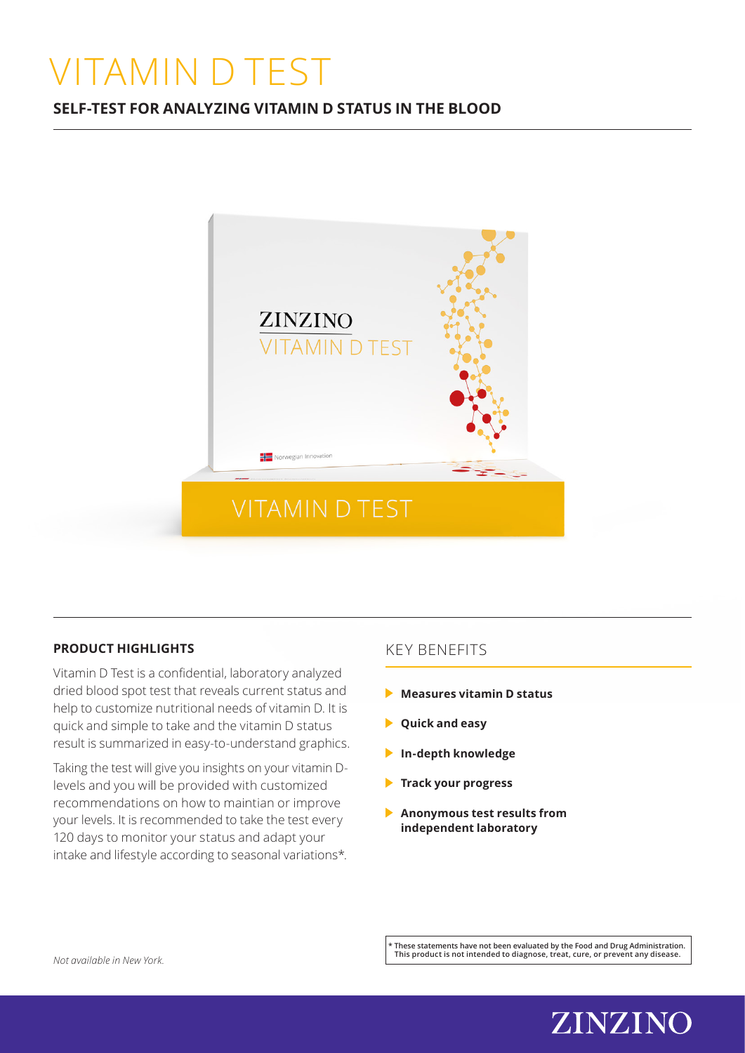# VITAMIN D TEST

**SELF-TEST FOR ANALYZING VITAMIN D STATUS IN THE BLOOD**

**PRODUCT HIGHLIGHTS**

Vitamin D Test is a confidential, laboratory analyzed dried blood spot test that reveals current status and help to customize nutritional needs of vitamin D. It is quick and simple to take and the vitamin D status result is summarized in easy-to-understand graphics.

Taking the test will give you insights on your vitamin D-levels and you will be provided with customized recommendations on how to maintian or improve your levels. It is recommended to take the test every 120 days to monitor your status and adapt your intake and lifestyle according to seasonal variations*.

## KEY BENEFITS

- **Measures vitamin D status**
- **Quick and easy**
- **In-depth knowledge**
- **Track your progress**
- **Anonymous test results from independent laboratory**

*Not available in New York.*

**\* These statements have not been evaluated by the Food and Drug Administration. This product is not intended to diagnose, treat, cure, or prevent any disease.**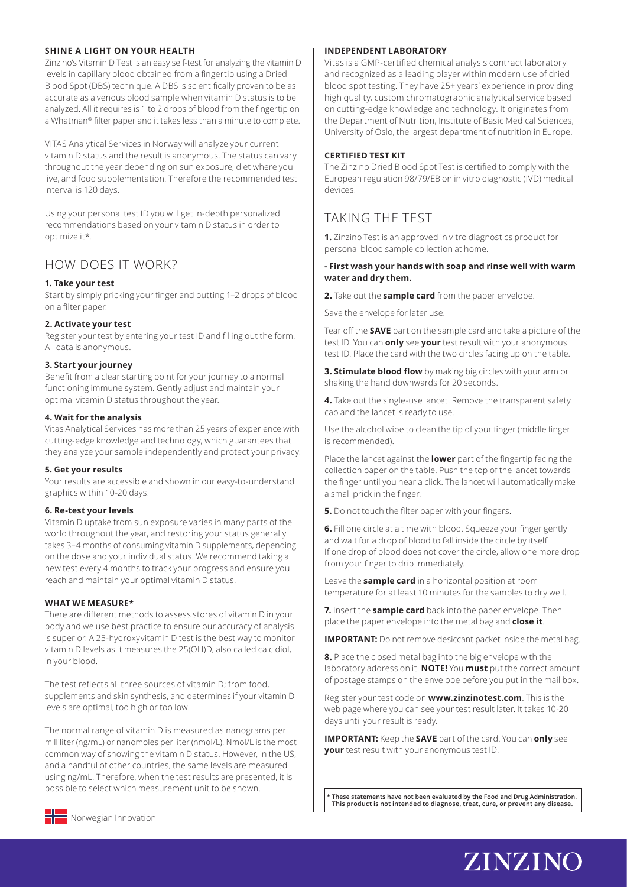#### SHINE A LIGHT ON YOUR HEALTH

Zinzino's Vitamin D Test is an easy self-test for analyzing the vitamin D levels in capillary blood obtained from a fingertip using a Dried Blood Spot (DBS) technique. A DBS is scientifically proven to be as accurate as a venous blood sample when vitamin D status is to be analyzed. All it requires is 1 to 2 drops of blood from the fingertip on a Whatman® filter paper and it takes less than a minute to complete.

VITAS Analytical Services in Norway will analyze your current vitamin D status and the result is anonymous. The status can vary throughout the year depending on sun exposure, diet where you live, and food supplementation. Therefore the recommended test interval is 120 days.

Using your personal test ID you will get in-depth personalized recommendations based on your vitamin D status in order to optimize it*.

## HOW DOES IT WORK?

**1. Take your test**

Start by simply pricking your finger and putting 1–2 drops of blood on a filter paper.

**2. Activate your test**

Register your test by entering your test ID and filling out the form. All data is anonymous.

**3. Start your journey**

Benefit from a clear starting point for your journey to a normal functioning immune system. Gently adjust and maintain your optimal vitamin D status throughout the year.

**4. Wait for the analysis**

Vitas Analytical Services has more than 25 years of experience with cutting-edge knowledge and technology, which guarantees that they analyze your sample independently and protect your privacy.

**5. Get your results**

Your results are accessible and shown in our easy-to-understand graphics within 10-20 days.

**6. Re-test your levels**

Vitamin D uptake from sun exposure varies in many parts of the world throughout the year, and restoring your status generally takes 3–4 months of consuming vitamin D supplements, depending on the dose and your individual status. We recommend taking a new test every 4 months to track your progress and ensure you reach and maintain your optimal vitamin D status.

#### WHAT WE MEASURE*

There are different methods to assess stores of vitamin D in your body and we use best practice to ensure our accuracy of analysis is superior. A 25-hydroxyvitamin D test is the best way to monitor vitamin D levels as it measures the 25(OH)D, also called calcidiol, in your blood.

The test reflects all three sources of vitamin D; from food, supplements and skin synthesis, and determines if your vitamin D levels are optimal, too high or too low.

The normal range of vitamin D is measured as nanograms per milliliter (ng/mL) or nanomoles per liter (nmol/L). Nmol/L is the most common way of showing the vitamin D status. However, in the US, and a handful of other countries, the same levels are measured using ng/mL. Therefore, when the test results are presented, it is possible to select which measurement unit to be shown.

Norwegian Innovation

#### INDEPENDENT LABORATORY

Vitas is a GMP-certified chemical analysis contract laboratory and recognized as a leading player within modern use of dried blood spot testing. They have 25+ years' experience in providing high quality, custom chromatographic analytical service based on cutting-edge knowledge and technology. It originates from the Department of Nutrition, Institute of Basic Medical Sciences, University of Oslo, the largest department of nutrition in Europe.

#### CERTIFIED TEST KIT

The Zinzino Dried Blood Spot Test is certified to comply with the European regulation 98/79/EB on in vitro diagnostic (IVD) medical devices.

## TAKING THE TEST

**1.** Zinzino Test is an approved in vitro diagnostics product for personal blood sample collection at home.

**- First wash your hands with soap and rinse well with warm water and dry them.**

**2.** Take out the **sample card** from the paper envelope.

Save the envelope for later use.

Tear off the **SAVE** part on the sample card and take a picture of the test ID. You can **only** see **your** test result with your anonymous test ID. Place the card with the two circles facing up on the table.

**3. Stimulate blood flow** by making big circles with your arm or shaking the hand downwards for 20 seconds.

**4.** Take out the single-use lancet. Remove the transparent safety cap and the lancet is ready to use.

Use the alcohol wipe to clean the tip of your finger (middle finger is recommended).

Place the lancet against the **lower** part of the fingertip facing the collection paper on the table. Push the top of the lancet towards the finger until you hear a click. The lancet will automatically make a small prick in the finger.

**5.** Do not touch the filter paper with your fingers.

**6.** Fill one circle at a time with blood. Squeeze your finger gently and wait for a drop of blood to fall inside the circle by itself. If one drop of blood does not cover the circle, allow one more drop from your finger to drip immediately.

Leave the **sample card** in a horizontal position at room temperature for at least 10 minutes for the samples to dry well.

**7.** Insert the **sample card** back into the paper envelope. Then place the paper envelope into the metal bag and **close it**.

**IMPORTANT:** Do not remove desiccant packet inside the metal bag.

**8.** Place the closed metal bag into the big envelope with the laboratory address on it. **NOTE!** You **must** put the correct amount of postage stamps on the envelope before you put in the mail box.

Register your test code on **www.zinzinotest.com**. This is the web page where you can see your test result later. It takes 10-20 days until your result is ready.

**IMPORTANT:** Keep the **SAVE** part of the card. You can **only** see **your** test result with your anonymous test ID.

**\* These statements have not been evaluated by the Food and Drug Administration. This product is not intended to diagnose, treat, cure, or prevent any disease.**

ZINZINO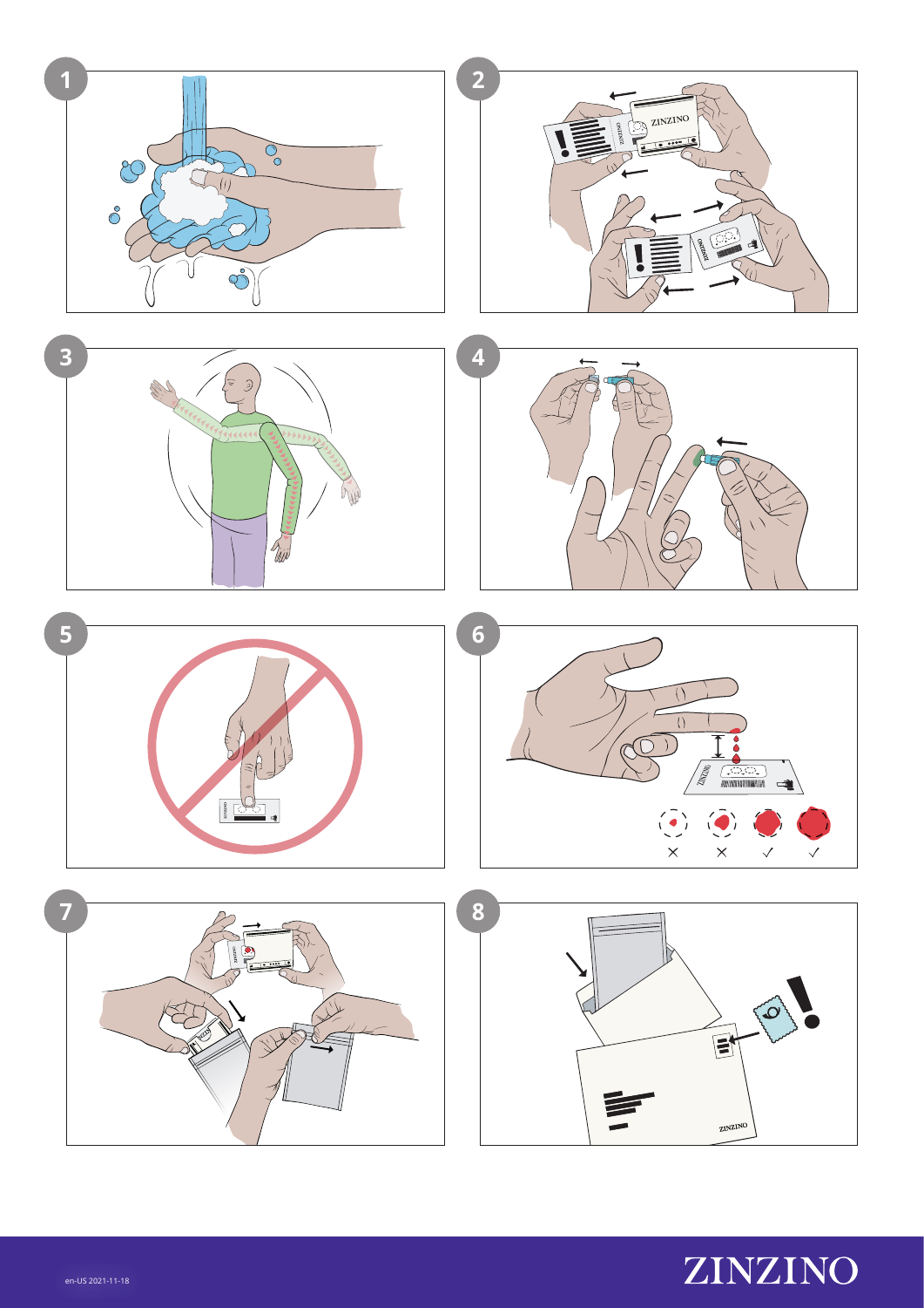1

2

3

4

5

6

7

8